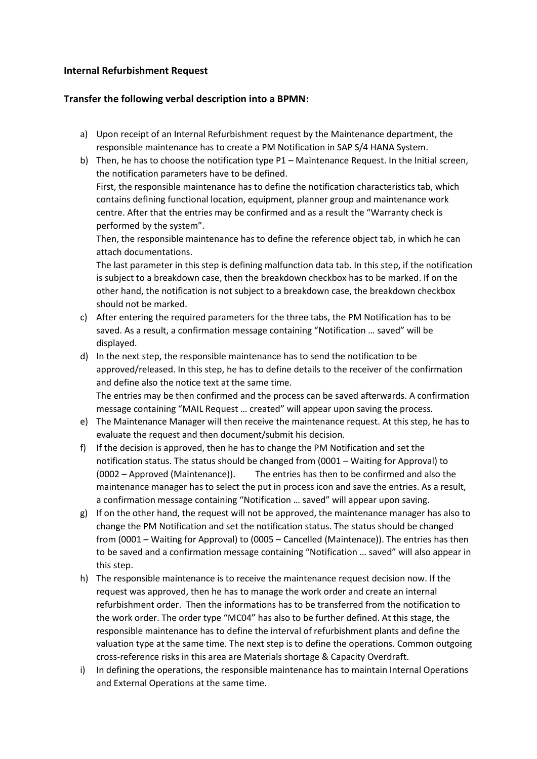**Internal Refurbishment Request**

**Transfer the following verbal description into a BPMN:**

a) Upon receipt of an Internal Refurbishment request by the Maintenance department, the responsible maintenance has to create a PM Notification in SAP S/4 HANA System.

b) Then, he has to choose the notification type P1 – Maintenance Request. In the Initial screen, the notification parameters have to be defined.
First, the responsible maintenance has to define the notification characteristics tab, which contains defining functional location, equipment, planner group and maintenance work centre. After that the entries may be confirmed and as a result the "Warranty check is performed by the system".
Then, the responsible maintenance has to define the reference object tab, in which he can attach documentations.
The last parameter in this step is defining malfunction data tab. In this step, if the notification is subject to a breakdown case, then the breakdown checkbox has to be marked. If on the other hand, the notification is not subject to a breakdown case, the breakdown checkbox should not be marked.

c) After entering the required parameters for the three tabs, the PM Notification has to be saved. As a result, a confirmation message containing "Notification … saved" will be displayed.

d) In the next step, the responsible maintenance has to send the notification to be approved/released. In this step, he has to define details to the receiver of the confirmation and define also the notice text at the same time.
The entries may be then confirmed and the process can be saved afterwards. A confirmation message containing "MAIL Request … created" will appear upon saving the process.

e) The Maintenance Manager will then receive the maintenance request. At this step, he has to evaluate the request and then document/submit his decision.

f) If the decision is approved, then he has to change the PM Notification and set the notification status. The status should be changed from (0001 – Waiting for Approval) to (0002 – Approved (Maintenance)). The entries has then to be confirmed and also the maintenance manager has to select the put in process icon and save the entries. As a result, a confirmation message containing "Notification … saved" will appear upon saving.

g) If on the other hand, the request will not be approved, the maintenance manager has also to change the PM Notification and set the notification status. The status should be changed from (0001 – Waiting for Approval) to (0005 – Cancelled (Maintenace)). The entries has then to be saved and a confirmation message containing "Notification … saved" will also appear in this step.

h) The responsible maintenance is to receive the maintenance request decision now. If the request was approved, then he has to manage the work order and create an internal refurbishment order. Then the informations has to be transferred from the notification to the work order. The order type "MC04" has also to be further defined. At this stage, the responsible maintenance has to define the interval of refurbishment plants and define the valuation type at the same time. The next step is to define the operations. Common outgoing cross-reference risks in this area are Materials shortage & Capacity Overdraft.

i) In defining the operations, the responsible maintenance has to maintain Internal Operations and External Operations at the same time.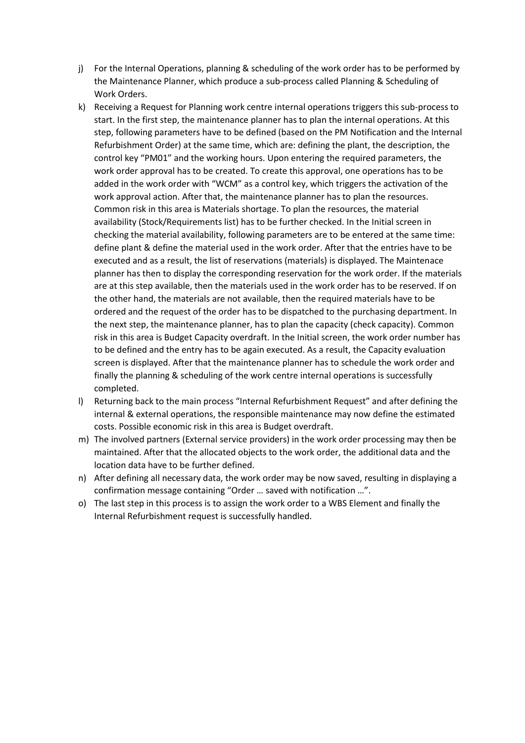j) For the Internal Operations, planning & scheduling of the work order has to be performed by the Maintenance Planner, which produce a sub-process called Planning & Scheduling of Work Orders.

k) Receiving a Request for Planning work centre internal operations triggers this sub-process to start. In the first step, the maintenance planner has to plan the internal operations. At this step, following parameters have to be defined (based on the PM Notification and the Internal Refurbishment Order) at the same time, which are: defining the plant, the description, the control key "PM01" and the working hours. Upon entering the required parameters, the work order approval has to be created. To create this approval, one operations has to be added in the work order with "WCM" as a control key, which triggers the activation of the work approval action. After that, the maintenance planner has to plan the resources. Common risk in this area is Materials shortage. To plan the resources, the material availability (Stock/Requirements list) has to be further checked. In the Initial screen in checking the material availability, following parameters are to be entered at the same time: define plant & define the material used in the work order. After that the entries have to be executed and as a result, the list of reservations (materials) is displayed. The Maintenace planner has then to display the corresponding reservation for the work order. If the materials are at this step available, then the materials used in the work order has to be reserved. If on the other hand, the materials are not available, then the required materials have to be ordered and the request of the order has to be dispatched to the purchasing department. In the next step, the maintenance planner, has to plan the capacity (check capacity). Common risk in this area is Budget Capacity overdraft. In the Initial screen, the work order number has to be defined and the entry has to be again executed. As a result, the Capacity evaluation screen is displayed. After that the maintenance planner has to schedule the work order and finally the planning & scheduling of the work centre internal operations is successfully completed.

l) Returning back to the main process "Internal Refurbishment Request" and after defining the internal & external operations, the responsible maintenance may now define the estimated costs. Possible economic risk in this area is Budget overdraft.

m) The involved partners (External service providers) in the work order processing may then be maintained. After that the allocated objects to the work order, the additional data and the location data have to be further defined.

n) After defining all necessary data, the work order may be now saved, resulting in displaying a confirmation message containing "Order … saved with notification …".

o) The last step in this process is to assign the work order to a WBS Element and finally the Internal Refurbishment request is successfully handled.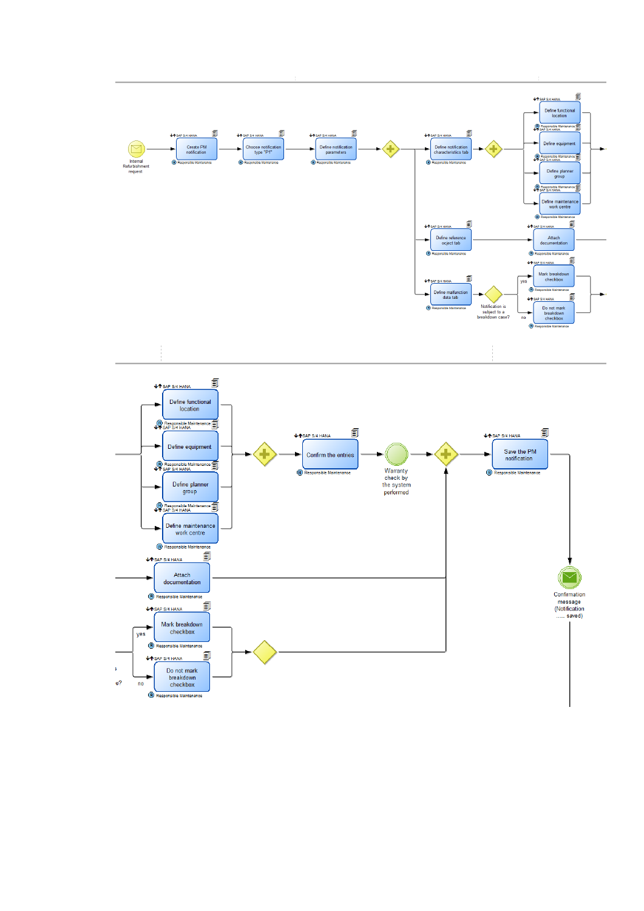Internal Refurbishment request

SAP S/4 HANA
Create PM notification
Responsible Maintenance

SAP S/4 HANA
Choose notification type "P1"
Responsible Maintenance

SAP S/4 HANA
Define notification parameters
Responsible Maintenance

SAP S/4 HANA
Define notification characteristics tab
Responsible Maintenance

SAP S/4 HANA
Define functional location
Responsible Maintenance

SAP S/4 HANA
Define equipment
Responsible Maintenance

SAP S/4 HANA
Define planner group
Responsible Maintenance

SAP S/4 HANA
Define maintenance work centre
Responsible Maintenance

SAP S/4 HANA
Define reference ocject tab
Responsible Maintenance

SAP S/4 HANA
Attach documentation
Responsible Maintenance

SAP S/4 HANA
Define malfunction data tab
Responsible Maintenance

Notification is subject to a breakdown case?

yes

SAP S/4 HANA
Mark breakdown checkbox
Responsible Maintenance

no

SAP S/4 HANA
Do not mark breakdown checkbox
Responsible Maintenance

SAP S/4 HANA
Define functional location
Responsible Maintenance

SAP S/4 HANA
Define equipment
Responsible Maintenance

SAP S/4 HANA
Define planner group
Responsible Maintenance

SAP S/4 HANA
Define maintenance work centre
Responsible Maintenance

SAP S/4 HANA
Confirm the entries
Responsible Maintenance

Warranty check by the system performed

SAP S/4 HANA
Save the PM notification
Responsible Maintenance

SAP S/4 HANA
Attach documentation
Responsible Maintenance

Confirmation message (Notification ..... saved)

yes

SAP S/4 HANA
Mark breakdown checkbox
Responsible Maintenance

no

SAP S/4 HANA
Do not mark breakdown checkbox
Responsible Maintenance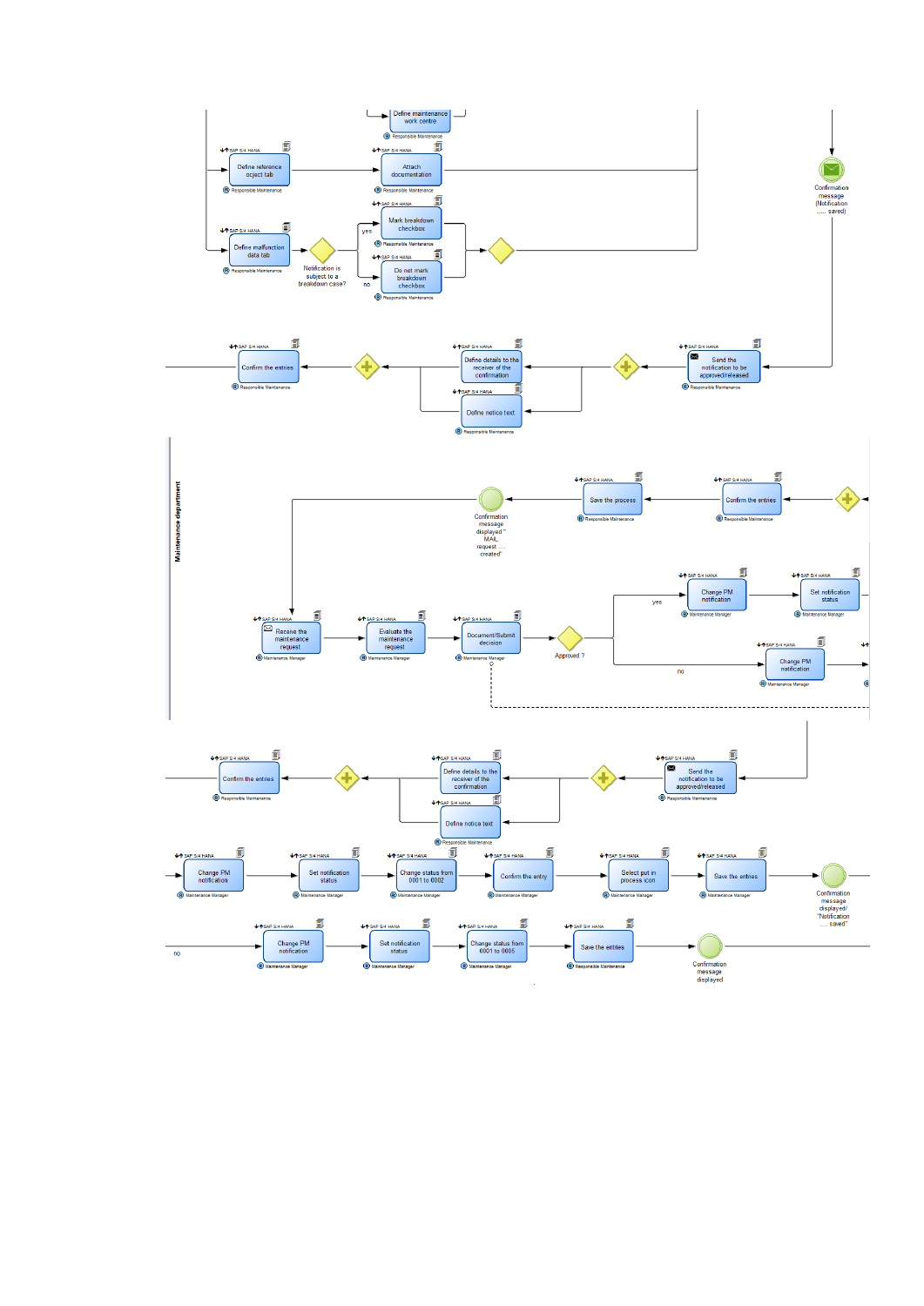Define maintenance work centre

Responsible Maintenance

SAP S/4 HANA

Define reference object tab

Responsible Maintenance

SAP S/4 HANA

Attach documentation

Responsible Maintenance

Confirmation message (Notification ..... saved)

SAP S/4 HANA

Define malfunction data tab

Responsible Maintenance

Notification is subject to a breakdown case?

yes

SAP S/4 HANA

Mark breakdown checkbox

Responsible Maintenance

no

SAP S/4 HANA

Do not mark breakdown checkbox

Responsible Maintenance

SAP S/4 HANA

Confirm the entries

Responsible Maintenance

SAP S/4 HANA

Define details to the receiver of the confirmation

SAP S/4 HANA

Define notice text

Responsible Maintenance

SAP S/4 HANA

Send the notification to be approved/released

Responsible Maintenance

Maintenance department

SAP S/4 HANA

Save the process

Responsible Maintenance

SAP S/4 HANA

Confirm the entries

Responsible Maintenance

Confirmation message displayed " MAIL request .... created"

SAP S/4 HANA

Change PM notification

Maintenance Manager

SAP S/4 HANA

Set notification status

Maintenance Manager

yes

SAP S/4 HANA

Receive the maintenance request

Maintenance Manager

SAP S/4 HANA

Evaluate the maintenance request

Maintenance Manager

SAP S/4 HANA

Document/Submit decision

Maintenance Manager

Approved ?

no

SAP S/4 HANA

Change PM notification

Maintenance Manager

SAP S/4 HANA

Confirm the entries

Responsible Maintenance

SAP S/4 HANA

Define details to the receiver of the confirmation

SAP S/4 HANA

Define notice text

Responsible Maintenance

SAP S/4 HANA

Send the notification to be approved/released

Responsible Maintenance

SAP S/4 HANA

Change PM notification

Maintenance Manager

SAP S/4 HANA

Set notification status

Maintenance Manager

SAP S/4 HANA

Change status from 0001 to 0002

Maintenance Manager

SAP S/4 HANA

Confirm the entry

Maintenance Manager

SAP S/4 HANA

Select put in process icon

Maintenance Manager

SAP S/4 HANA

Save the entries

Maintenance Manager

Confirmation message displayed/ "Notification .... saved"

no

SAP S/4 HANA

Change PM notification

Maintenance Manager

SAP S/4 HANA

Set notification status

Maintenance Manager

SAP S/4 HANA

Change status from 0001 to 0005

Maintenance Manager

SAP S/4 HANA

Save the entries

Responsible Maintenance

Confirmation message displayed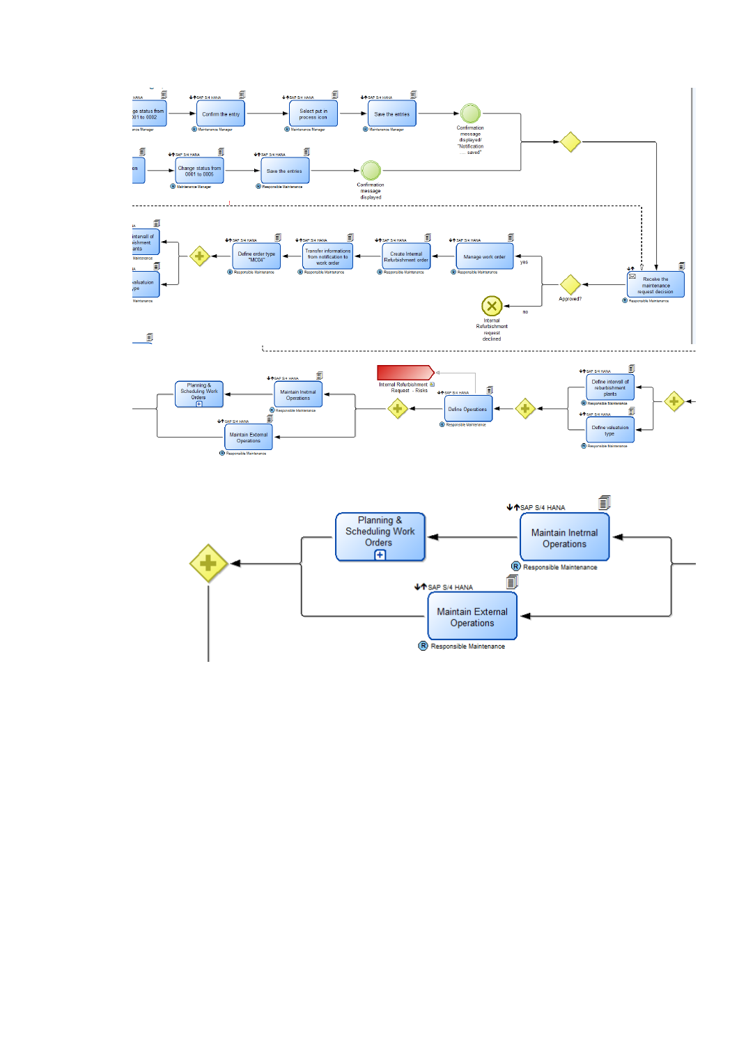SAP S/4 HANA

...ge status from ...001 to 0002 — Maintenance Manager

Confirm the entry — Maintenance Manager

Select put in process icon — Maintenance Manager

Save the entries — Maintenance Manager

Confirmation message displayed/ "Notification .... saved"

Change status from 0001 to 0005 — Maintenance Manager

Save the entries — Responsible Maintenance

Confirmation message displayed

Receive the maintenance request decision — Responsible Maintenance

Approved?

yes

no

Internal Refurbishment request declined

Manage work order — Responsible Maintenance

Create Internal Refurbishment order — Responsible Maintenance

Transfer informations from notification to work order — Responsible Maintenance

Define order type "MC04" — Responsible Maintenance

...intervall of ...ishment ...ants — Maintenance

...valuatuion ...ype — Maintenance

Define intervall of refurbishment plants — Responsible Maintenance

Define valuatuion type — Responsible Maintenance

Define Operations — Responsible Maintenance

Internal Refurbishment Request - Risks

Maintain Inetrnal Operations — Responsible Maintenance

Maintain External Operations — Responsible Maintenance

Planning & Scheduling Work Orders

SAP S/4 HANA

Planning & Scheduling Work Orders

Maintain Inetrnal Operations — Responsible Maintenance

SAP S/4 HANA

Maintain External Operations — Responsible Maintenance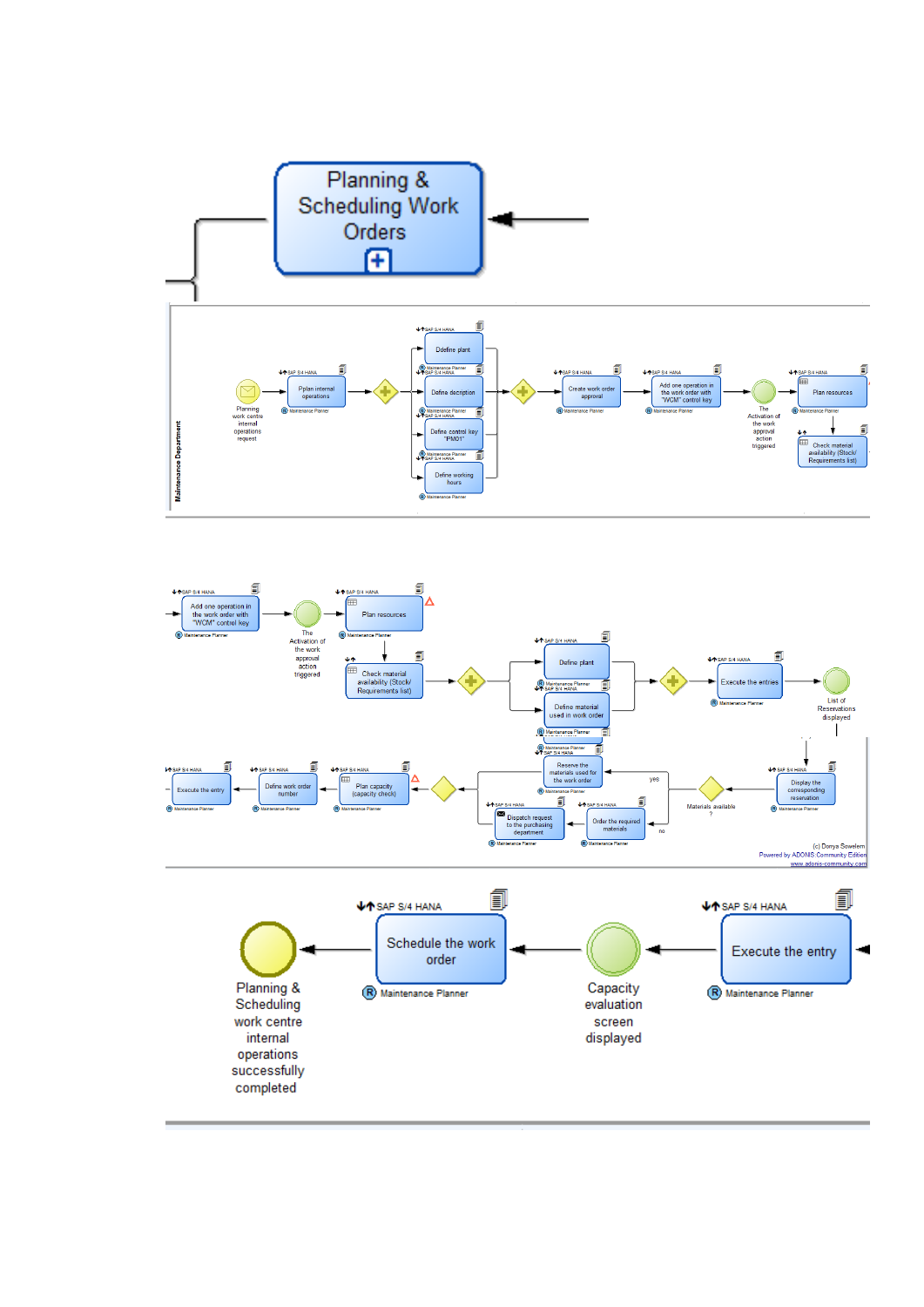Planning & Scheduling Work Orders

Maintenance Department

Planning work centre internal operations request

Pplan internal operations

Ddefine plant

Define decription

Define control key "PM01"

Define working hours

Create work order approval

Add one operation in the work order with "WCM" control key

The Activation of the work approval action triggered

Plan resources

Check material availability (Stock/ Requirements list)

Add one operation in the work order with "WCM" control key

The Activation of the work approval action triggered

Plan resources

Check material availability (Stock/ Requirements list)

Define plant

Define material used in work order

Execute the entries

List of Reservations displayed

Display the corresponding reservation

Materials available ?

yes

no

Reserve the materials used for the work order

Dispatch request to the purchasing department

Order the required materials

Plan capacity (capacity check)

Define work order number

Execute the entry

(c) Donya Sowelem
Powered by ADONIS Community Edition
www.adonis-community.com

Planning & Scheduling work centre internal operations successfully completed

Schedule the work order

Capacity evaluation screen displayed

Execute the entry

SAP S/4 HANA

Maintenance Planner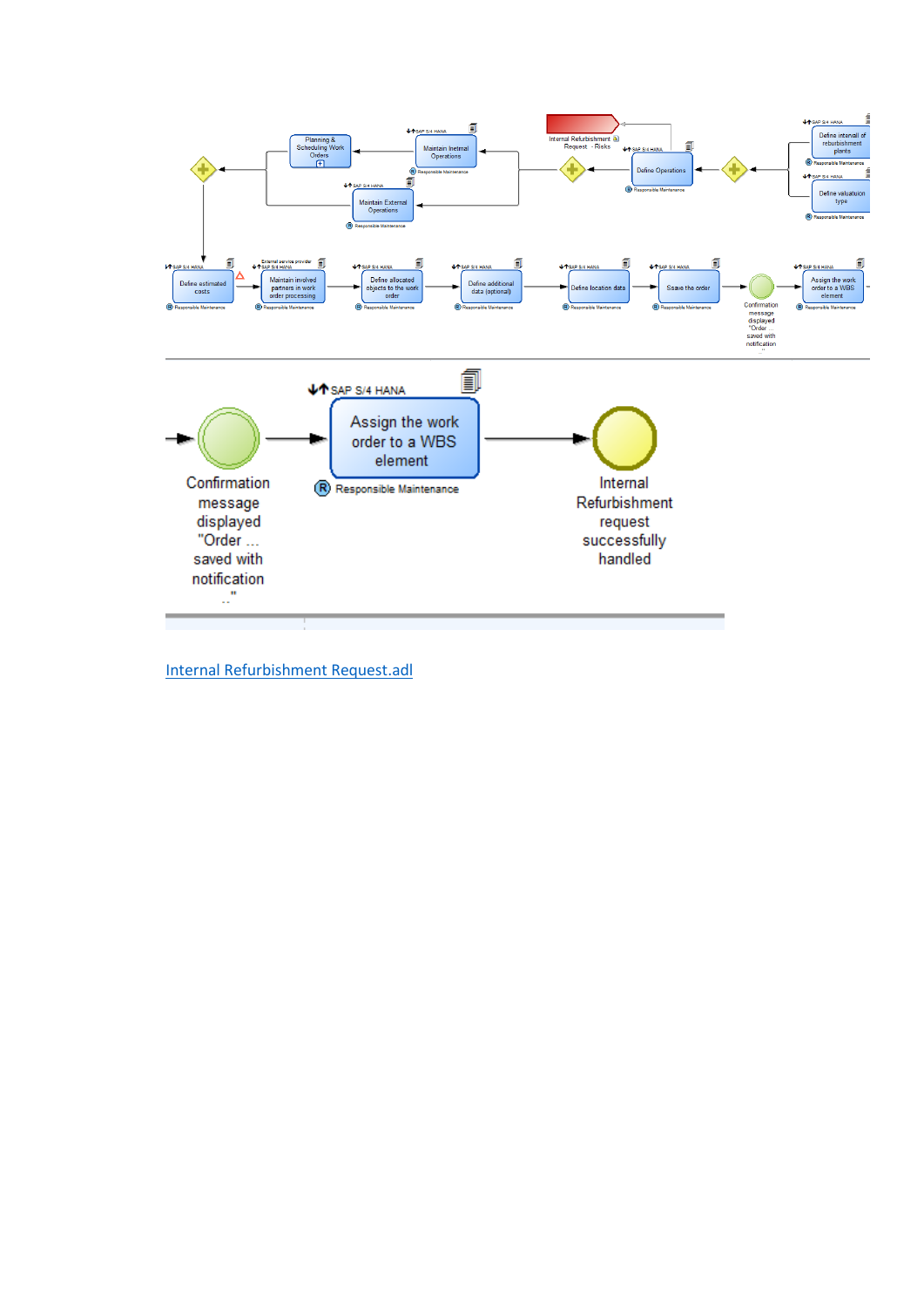SAP S/4 HANA
Define internal refurbishment plants
Responsible Maintenance

SAP S/4 HANA
Define valuation type
Responsible Maintenance

Internal Refurbishment Request - Risks

SAP S/4 HANA
Define Operations
Responsible Maintenance

SAP S/4 HANA
Maintain Internal Operations
Responsible Maintenance

SAP S/4 HANA
Maintain External Operations
Responsible Maintenance

Planning & Scheduling Work Orders

SAP S/4 HANA
Define estimated costs
Responsible Maintenance

External service provider
SAP S/4 HANA
Maintain involved partners in work order processing
Responsible Maintenance

SAP S/4 HANA
Define allocated objects to the work order
Responsible Maintenance

SAP S/4 HANA
Define additional data (optional)
Responsible Maintenance

SAP S/4 HANA
Define location data
Responsible Maintenance

SAP S/4 HANA
Save the order
Responsible Maintenance

Confirmation message displayed "Order ... saved with notification ..."

SAP S/4 HANA
Assign the work order to a WBS element
Responsible Maintenance

Confirmation message displayed "Order ... saved with notification ..."

SAP S/4 HANA
Assign the work order to a WBS element
Responsible Maintenance

Internal Refurbishment request successfully handled

[Internal Refurbishment Request.adl](Internal Refurbishment Request.adl)